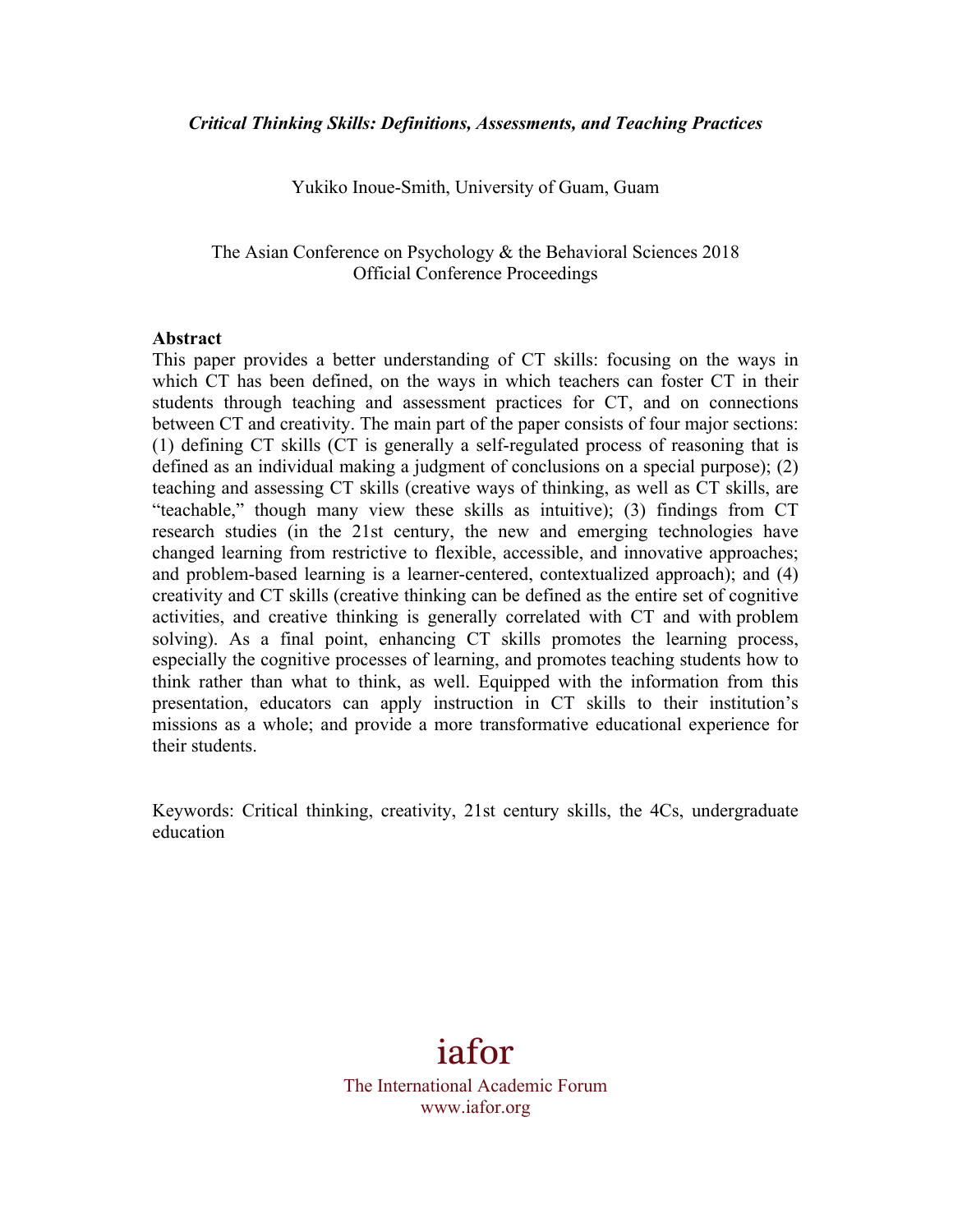*Critical Thinking Skills: Definitions, Assessments, and Teaching Practices*

Yukiko Inoue-Smith, University of Guam, Guam

The Asian Conference on Psychology & the Behavioral Sciences 2018
Official Conference Proceedings

**Abstract**

This paper provides a better understanding of CT skills: focusing on the ways in which CT has been defined, on the ways in which teachers can foster CT in their students through teaching and assessment practices for CT, and on connections between CT and creativity. The main part of the paper consists of four major sections: (1) defining CT skills (CT is generally a self-regulated process of reasoning that is defined as an individual making a judgment of conclusions on a special purpose); (2) teaching and assessing CT skills (creative ways of thinking, as well as CT skills, are "teachable," though many view these skills as intuitive); (3) findings from CT research studies (in the 21st century, the new and emerging technologies have changed learning from restrictive to flexible, accessible, and innovative approaches; and problem-based learning is a learner-centered, contextualized approach); and (4) creativity and CT skills (creative thinking can be defined as the entire set of cognitive activities, and creative thinking is generally correlated with CT and with problem solving). As a final point, enhancing CT skills promotes the learning process, especially the cognitive processes of learning, and promotes teaching students how to think rather than what to think, as well. Equipped with the information from this presentation, educators can apply instruction in CT skills to their institution's missions as a whole; and provide a more transformative educational experience for their students.

Keywords: Critical thinking, creativity, 21st century skills, the 4Cs, undergraduate education

iafor

The International Academic Forum
www.iafor.org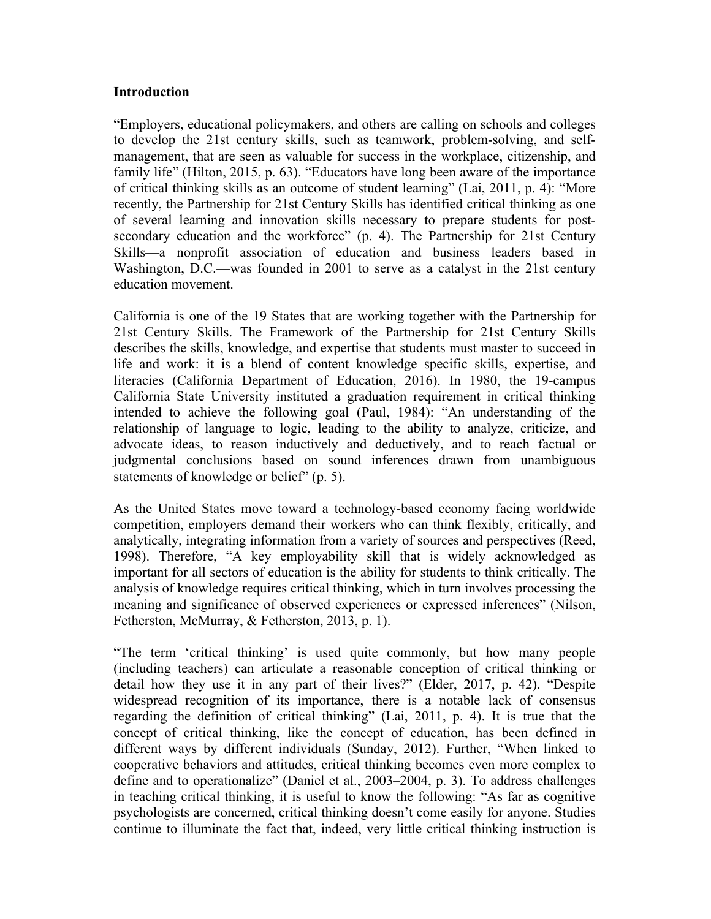**Introduction**

"Employers, educational policymakers, and others are calling on schools and colleges to develop the 21st century skills, such as teamwork, problem-solving, and self-management, that are seen as valuable for success in the workplace, citizenship, and family life" (Hilton, 2015, p. 63). "Educators have long been aware of the importance of critical thinking skills as an outcome of student learning" (Lai, 2011, p. 4): "More recently, the Partnership for 21st Century Skills has identified critical thinking as one of several learning and innovation skills necessary to prepare students for post-secondary education and the workforce" (p. 4). The Partnership for 21st Century Skills—a nonprofit association of education and business leaders based in Washington, D.C.—was founded in 2001 to serve as a catalyst in the 21st century education movement.

California is one of the 19 States that are working together with the Partnership for 21st Century Skills. The Framework of the Partnership for 21st Century Skills describes the skills, knowledge, and expertise that students must master to succeed in life and work: it is a blend of content knowledge specific skills, expertise, and literacies (California Department of Education, 2016). In 1980, the 19-campus California State University instituted a graduation requirement in critical thinking intended to achieve the following goal (Paul, 1984): "An understanding of the relationship of language to logic, leading to the ability to analyze, criticize, and advocate ideas, to reason inductively and deductively, and to reach factual or judgmental conclusions based on sound inferences drawn from unambiguous statements of knowledge or belief" (p. 5).

As the United States move toward a technology-based economy facing worldwide competition, employers demand their workers who can think flexibly, critically, and analytically, integrating information from a variety of sources and perspectives (Reed, 1998). Therefore, "A key employability skill that is widely acknowledged as important for all sectors of education is the ability for students to think critically. The analysis of knowledge requires critical thinking, which in turn involves processing the meaning and significance of observed experiences or expressed inferences" (Nilson, Fetherston, McMurray, & Fetherston, 2013, p. 1).

"The term 'critical thinking' is used quite commonly, but how many people (including teachers) can articulate a reasonable conception of critical thinking or detail how they use it in any part of their lives?" (Elder, 2017, p. 42). "Despite widespread recognition of its importance, there is a notable lack of consensus regarding the definition of critical thinking" (Lai, 2011, p. 4). It is true that the concept of critical thinking, like the concept of education, has been defined in different ways by different individuals (Sunday, 2012). Further, "When linked to cooperative behaviors and attitudes, critical thinking becomes even more complex to define and to operationalize" (Daniel et al., 2003–2004, p. 3). To address challenges in teaching critical thinking, it is useful to know the following: "As far as cognitive psychologists are concerned, critical thinking doesn't come easily for anyone. Studies continue to illuminate the fact that, indeed, very little critical thinking instruction is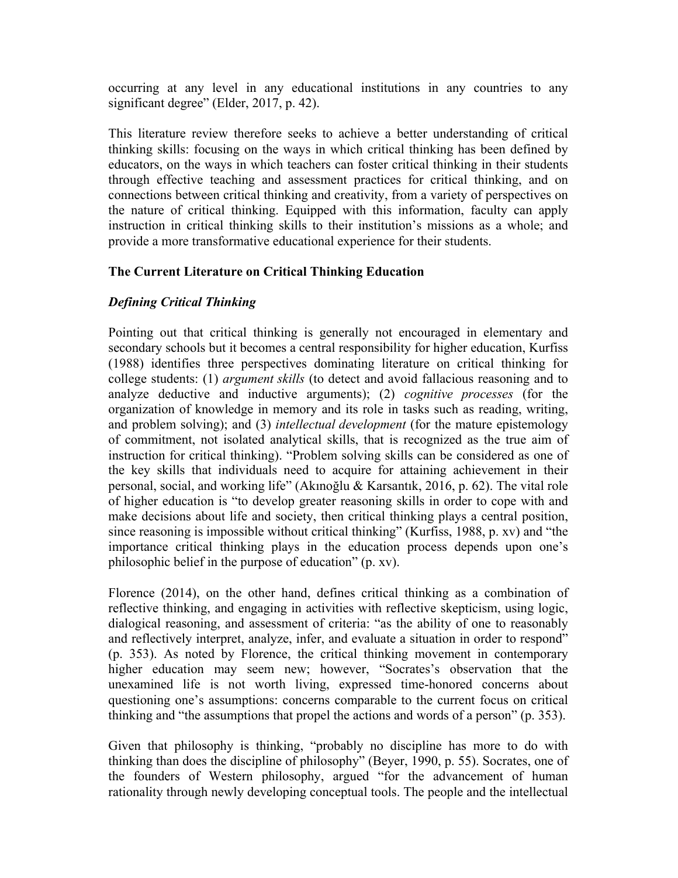occurring at any level in any educational institutions in any countries to any significant degree" (Elder, 2017, p. 42).

This literature review therefore seeks to achieve a better understanding of critical thinking skills: focusing on the ways in which critical thinking has been defined by educators, on the ways in which teachers can foster critical thinking in their students through effective teaching and assessment practices for critical thinking, and on connections between critical thinking and creativity, from a variety of perspectives on the nature of critical thinking. Equipped with this information, faculty can apply instruction in critical thinking skills to their institution's missions as a whole; and provide a more transformative educational experience for their students.

## The Current Literature on Critical Thinking Education

### *Defining Critical Thinking*

Pointing out that critical thinking is generally not encouraged in elementary and secondary schools but it becomes a central responsibility for higher education, Kurfiss (1988) identifies three perspectives dominating literature on critical thinking for college students: (1) *argument skills* (to detect and avoid fallacious reasoning and to analyze deductive and inductive arguments); (2) *cognitive processes* (for the organization of knowledge in memory and its role in tasks such as reading, writing, and problem solving); and (3) *intellectual development* (for the mature epistemology of commitment, not isolated analytical skills, that is recognized as the true aim of instruction for critical thinking). "Problem solving skills can be considered as one of the key skills that individuals need to acquire for attaining achievement in their personal, social, and working life" (Akınoğlu & Karsantık, 2016, p. 62). The vital role of higher education is "to develop greater reasoning skills in order to cope with and make decisions about life and society, then critical thinking plays a central position, since reasoning is impossible without critical thinking" (Kurfiss, 1988, p. xv) and "the importance critical thinking plays in the education process depends upon one's philosophic belief in the purpose of education" (p. xv).

Florence (2014), on the other hand, defines critical thinking as a combination of reflective thinking, and engaging in activities with reflective skepticism, using logic, dialogical reasoning, and assessment of criteria: "as the ability of one to reasonably and reflectively interpret, analyze, infer, and evaluate a situation in order to respond" (p. 353). As noted by Florence, the critical thinking movement in contemporary higher education may seem new; however, "Socrates's observation that the unexamined life is not worth living, expressed time-honored concerns about questioning one's assumptions: concerns comparable to the current focus on critical thinking and "the assumptions that propel the actions and words of a person" (p. 353).

Given that philosophy is thinking, "probably no discipline has more to do with thinking than does the discipline of philosophy" (Beyer, 1990, p. 55). Socrates, one of the founders of Western philosophy, argued "for the advancement of human rationality through newly developing conceptual tools. The people and the intellectual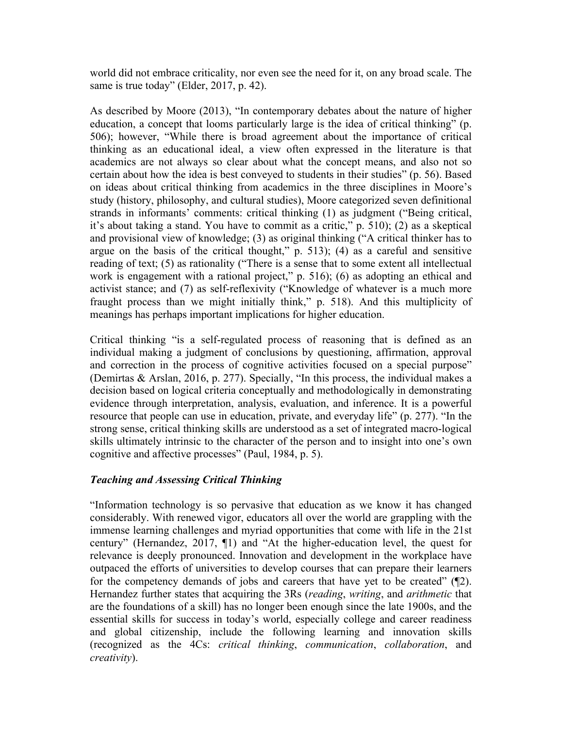world did not embrace criticality, nor even see the need for it, on any broad scale. The same is true today" (Elder, 2017, p. 42).

As described by Moore (2013), "In contemporary debates about the nature of higher education, a concept that looms particularly large is the idea of critical thinking" (p. 506); however, "While there is broad agreement about the importance of critical thinking as an educational ideal, a view often expressed in the literature is that academics are not always so clear about what the concept means, and also not so certain about how the idea is best conveyed to students in their studies" (p. 56). Based on ideas about critical thinking from academics in the three disciplines in Moore's study (history, philosophy, and cultural studies), Moore categorized seven definitional strands in informants' comments: critical thinking (1) as judgment ("Being critical, it's about taking a stand. You have to commit as a critic," p. 510); (2) as a skeptical and provisional view of knowledge; (3) as original thinking ("A critical thinker has to argue on the basis of the critical thought," p. 513); (4) as a careful and sensitive reading of text; (5) as rationality ("There is a sense that to some extent all intellectual work is engagement with a rational project," p. 516); (6) as adopting an ethical and activist stance; and (7) as self-reflexivity ("Knowledge of whatever is a much more fraught process than we might initially think," p. 518). And this multiplicity of meanings has perhaps important implications for higher education.

Critical thinking "is a self-regulated process of reasoning that is defined as an individual making a judgment of conclusions by questioning, affirmation, approval and correction in the process of cognitive activities focused on a special purpose" (Demirtas & Arslan, 2016, p. 277). Specially, "In this process, the individual makes a decision based on logical criteria conceptually and methodologically in demonstrating evidence through interpretation, analysis, evaluation, and inference. It is a powerful resource that people can use in education, private, and everyday life" (p. 277). "In the strong sense, critical thinking skills are understood as a set of integrated macro-logical skills ultimately intrinsic to the character of the person and to insight into one's own cognitive and affective processes" (Paul, 1984, p. 5).

### *Teaching and Assessing Critical Thinking*

"Information technology is so pervasive that education as we know it has changed considerably. With renewed vigor, educators all over the world are grappling with the immense learning challenges and myriad opportunities that come with life in the 21st century" (Hernandez, 2017, ¶1) and "At the higher-education level, the quest for relevance is deeply pronounced. Innovation and development in the workplace have outpaced the efforts of universities to develop courses that can prepare their learners for the competency demands of jobs and careers that have yet to be created" (¶2). Hernandez further states that acquiring the 3Rs (*reading*, *writing*, and *arithmetic* that are the foundations of a skill) has no longer been enough since the late 1900s, and the essential skills for success in today's world, especially college and career readiness and global citizenship, include the following learning and innovation skills (recognized as the 4Cs: *critical thinking*, *communication*, *collaboration*, and *creativity*).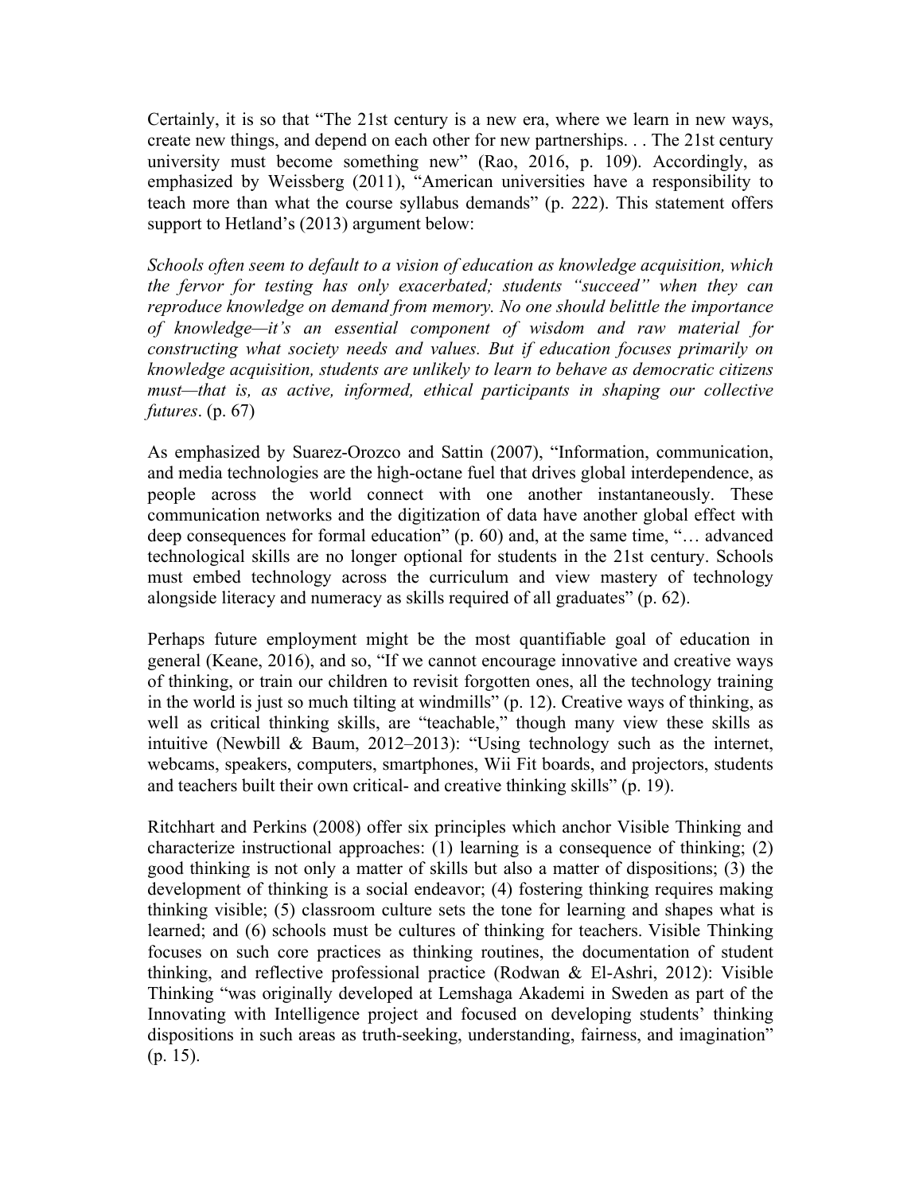Certainly, it is so that "The 21st century is a new era, where we learn in new ways, create new things, and depend on each other for new partnerships. . . The 21st century university must become something new" (Rao, 2016, p. 109). Accordingly, as emphasized by Weissberg (2011), "American universities have a responsibility to teach more than what the course syllabus demands" (p. 222). This statement offers support to Hetland's (2013) argument below:

*Schools often seem to default to a vision of education as knowledge acquisition, which the fervor for testing has only exacerbated; students "succeed" when they can reproduce knowledge on demand from memory. No one should belittle the importance of knowledge—it's an essential component of wisdom and raw material for constructing what society needs and values. But if education focuses primarily on knowledge acquisition, students are unlikely to learn to behave as democratic citizens must—that is, as active, informed, ethical participants in shaping our collective futures*. (p. 67)

As emphasized by Suarez-Orozco and Sattin (2007), "Information, communication, and media technologies are the high-octane fuel that drives global interdependence, as people across the world connect with one another instantaneously. These communication networks and the digitization of data have another global effect with deep consequences for formal education" (p. 60) and, at the same time, "… advanced technological skills are no longer optional for students in the 21st century. Schools must embed technology across the curriculum and view mastery of technology alongside literacy and numeracy as skills required of all graduates" (p. 62).

Perhaps future employment might be the most quantifiable goal of education in general (Keane, 2016), and so, "If we cannot encourage innovative and creative ways of thinking, or train our children to revisit forgotten ones, all the technology training in the world is just so much tilting at windmills" (p. 12). Creative ways of thinking, as well as critical thinking skills, are "teachable," though many view these skills as intuitive (Newbill & Baum, 2012–2013): "Using technology such as the internet, webcams, speakers, computers, smartphones, Wii Fit boards, and projectors, students and teachers built their own critical- and creative thinking skills" (p. 19).

Ritchhart and Perkins (2008) offer six principles which anchor Visible Thinking and characterize instructional approaches: (1) learning is a consequence of thinking; (2) good thinking is not only a matter of skills but also a matter of dispositions; (3) the development of thinking is a social endeavor; (4) fostering thinking requires making thinking visible; (5) classroom culture sets the tone for learning and shapes what is learned; and (6) schools must be cultures of thinking for teachers. Visible Thinking focuses on such core practices as thinking routines, the documentation of student thinking, and reflective professional practice (Rodwan & El-Ashri, 2012): Visible Thinking "was originally developed at Lemshaga Akademi in Sweden as part of the Innovating with Intelligence project and focused on developing students' thinking dispositions in such areas as truth-seeking, understanding, fairness, and imagination" (p. 15).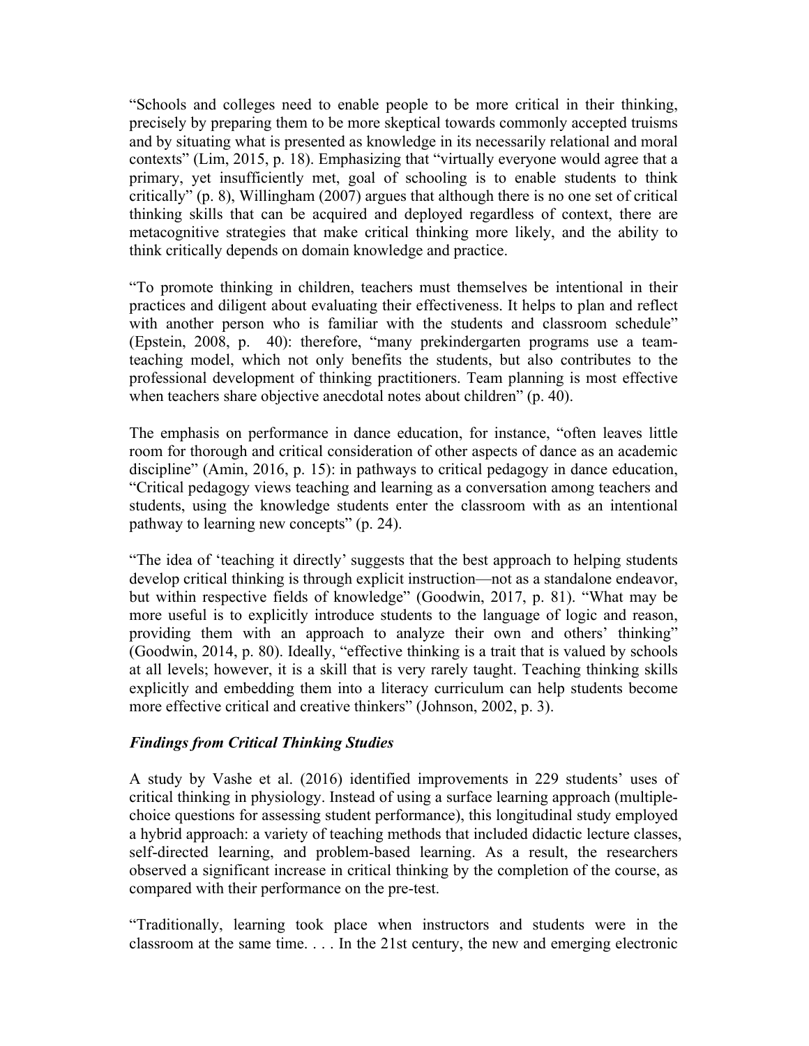"Schools and colleges need to enable people to be more critical in their thinking, precisely by preparing them to be more skeptical towards commonly accepted truisms and by situating what is presented as knowledge in its necessarily relational and moral contexts" (Lim, 2015, p. 18). Emphasizing that "virtually everyone would agree that a primary, yet insufficiently met, goal of schooling is to enable students to think critically" (p. 8), Willingham (2007) argues that although there is no one set of critical thinking skills that can be acquired and deployed regardless of context, there are metacognitive strategies that make critical thinking more likely, and the ability to think critically depends on domain knowledge and practice.

"To promote thinking in children, teachers must themselves be intentional in their practices and diligent about evaluating their effectiveness. It helps to plan and reflect with another person who is familiar with the students and classroom schedule" (Epstein, 2008, p. 40): therefore, "many prekindergarten programs use a team-teaching model, which not only benefits the students, but also contributes to the professional development of thinking practitioners. Team planning is most effective when teachers share objective anecdotal notes about children" (p. 40).

The emphasis on performance in dance education, for instance, "often leaves little room for thorough and critical consideration of other aspects of dance as an academic discipline" (Amin, 2016, p. 15): in pathways to critical pedagogy in dance education, "Critical pedagogy views teaching and learning as a conversation among teachers and students, using the knowledge students enter the classroom with as an intentional pathway to learning new concepts" (p. 24).

"The idea of 'teaching it directly' suggests that the best approach to helping students develop critical thinking is through explicit instruction—not as a standalone endeavor, but within respective fields of knowledge" (Goodwin, 2017, p. 81). "What may be more useful is to explicitly introduce students to the language of logic and reason, providing them with an approach to analyze their own and others' thinking" (Goodwin, 2014, p. 80). Ideally, "effective thinking is a trait that is valued by schools at all levels; however, it is a skill that is very rarely taught. Teaching thinking skills explicitly and embedding them into a literacy curriculum can help students become more effective critical and creative thinkers" (Johnson, 2002, p. 3).

### *Findings from Critical Thinking Studies*

A study by Vashe et al. (2016) identified improvements in 229 students' uses of critical thinking in physiology. Instead of using a surface learning approach (multiple-choice questions for assessing student performance), this longitudinal study employed a hybrid approach: a variety of teaching methods that included didactic lecture classes, self-directed learning, and problem-based learning. As a result, the researchers observed a significant increase in critical thinking by the completion of the course, as compared with their performance on the pre-test.

"Traditionally, learning took place when instructors and students were in the classroom at the same time. . . . In the 21st century, the new and emerging electronic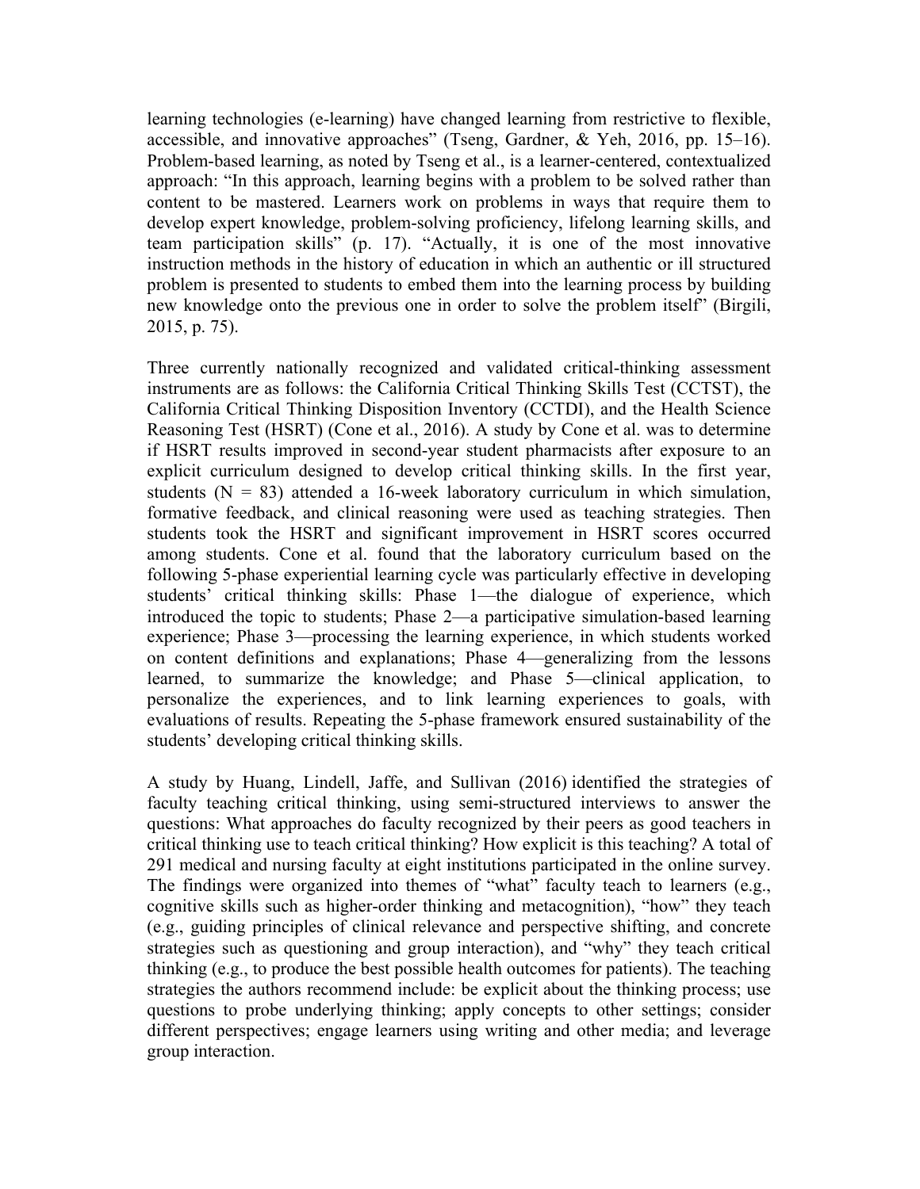learning technologies (e-learning) have changed learning from restrictive to flexible, accessible, and innovative approaches" (Tseng, Gardner, & Yeh, 2016, pp. 15–16). Problem-based learning, as noted by Tseng et al., is a learner-centered, contextualized approach: "In this approach, learning begins with a problem to be solved rather than content to be mastered. Learners work on problems in ways that require them to develop expert knowledge, problem-solving proficiency, lifelong learning skills, and team participation skills" (p. 17). "Actually, it is one of the most innovative instruction methods in the history of education in which an authentic or ill structured problem is presented to students to embed them into the learning process by building new knowledge onto the previous one in order to solve the problem itself" (Birgili, 2015, p. 75).

Three currently nationally recognized and validated critical-thinking assessment instruments are as follows: the California Critical Thinking Skills Test (CCTST), the California Critical Thinking Disposition Inventory (CCTDI), and the Health Science Reasoning Test (HSRT) (Cone et al., 2016). A study by Cone et al. was to determine if HSRT results improved in second-year student pharmacists after exposure to an explicit curriculum designed to develop critical thinking skills. In the first year, students (N = 83) attended a 16-week laboratory curriculum in which simulation, formative feedback, and clinical reasoning were used as teaching strategies. Then students took the HSRT and significant improvement in HSRT scores occurred among students. Cone et al. found that the laboratory curriculum based on the following 5-phase experiential learning cycle was particularly effective in developing students' critical thinking skills: Phase 1—the dialogue of experience, which introduced the topic to students; Phase 2—a participative simulation-based learning experience; Phase 3—processing the learning experience, in which students worked on content definitions and explanations; Phase 4—generalizing from the lessons learned, to summarize the knowledge; and Phase 5—clinical application, to personalize the experiences, and to link learning experiences to goals, with evaluations of results. Repeating the 5-phase framework ensured sustainability of the students' developing critical thinking skills.

A study by Huang, Lindell, Jaffe, and Sullivan (2016) identified the strategies of faculty teaching critical thinking, using semi-structured interviews to answer the questions: What approaches do faculty recognized by their peers as good teachers in critical thinking use to teach critical thinking? How explicit is this teaching? A total of 291 medical and nursing faculty at eight institutions participated in the online survey. The findings were organized into themes of "what" faculty teach to learners (e.g., cognitive skills such as higher-order thinking and metacognition), "how" they teach (e.g., guiding principles of clinical relevance and perspective shifting, and concrete strategies such as questioning and group interaction), and "why" they teach critical thinking (e.g., to produce the best possible health outcomes for patients). The teaching strategies the authors recommend include: be explicit about the thinking process; use questions to probe underlying thinking; apply concepts to other settings; consider different perspectives; engage learners using writing and other media; and leverage group interaction.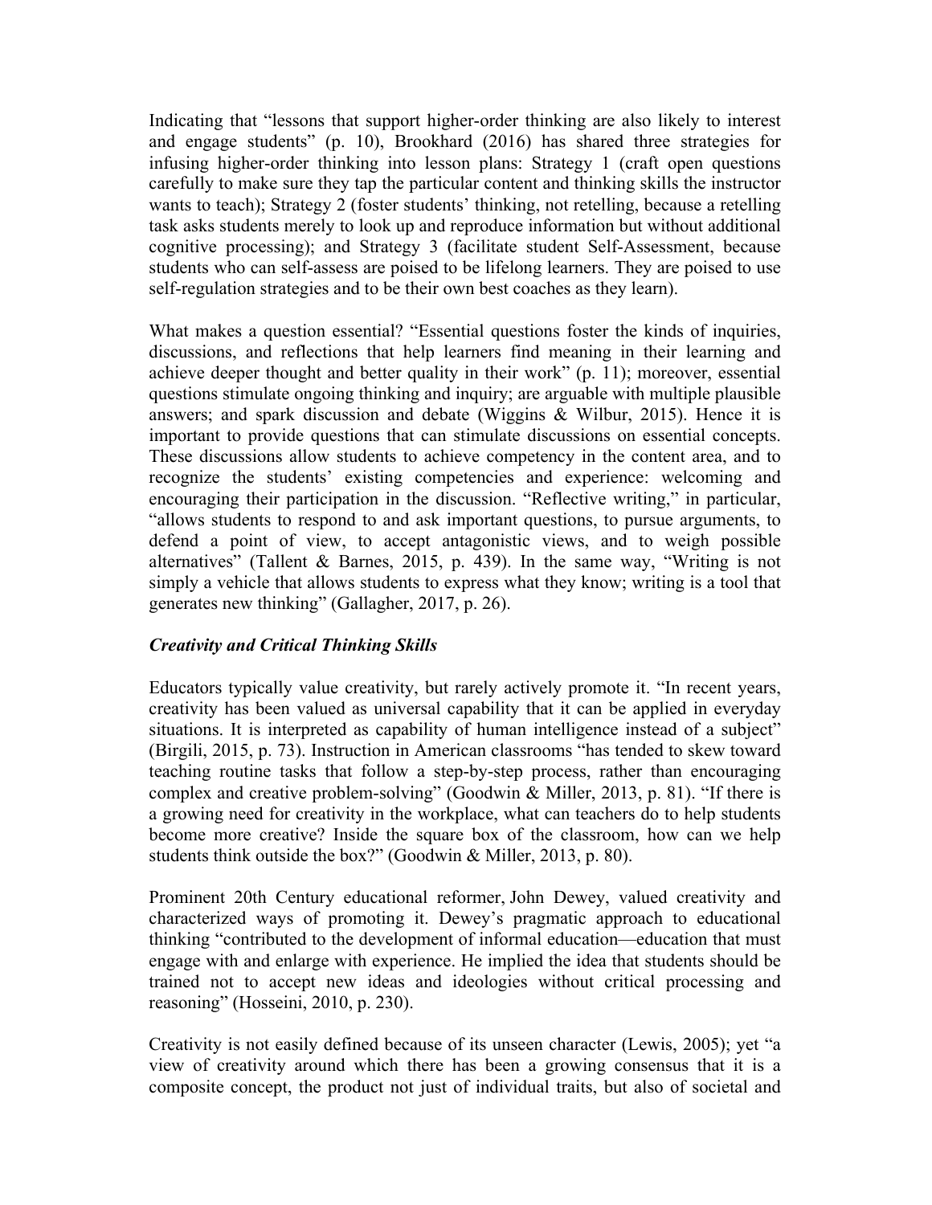Indicating that "lessons that support higher-order thinking are also likely to interest and engage students" (p. 10), Brookhard (2016) has shared three strategies for infusing higher-order thinking into lesson plans: Strategy 1 (craft open questions carefully to make sure they tap the particular content and thinking skills the instructor wants to teach); Strategy 2 (foster students' thinking, not retelling, because a retelling task asks students merely to look up and reproduce information but without additional cognitive processing); and Strategy 3 (facilitate student Self-Assessment, because students who can self-assess are poised to be lifelong learners. They are poised to use self-regulation strategies and to be their own best coaches as they learn).

What makes a question essential? "Essential questions foster the kinds of inquiries, discussions, and reflections that help learners find meaning in their learning and achieve deeper thought and better quality in their work" (p. 11); moreover, essential questions stimulate ongoing thinking and inquiry; are arguable with multiple plausible answers; and spark discussion and debate (Wiggins & Wilbur, 2015). Hence it is important to provide questions that can stimulate discussions on essential concepts. These discussions allow students to achieve competency in the content area, and to recognize the students' existing competencies and experience: welcoming and encouraging their participation in the discussion. "Reflective writing," in particular, "allows students to respond to and ask important questions, to pursue arguments, to defend a point of view, to accept antagonistic views, and to weigh possible alternatives" (Tallent & Barnes, 2015, p. 439). In the same way, "Writing is not simply a vehicle that allows students to express what they know; writing is a tool that generates new thinking" (Gallagher, 2017, p. 26).

### *Creativity and Critical Thinking Skills*

Educators typically value creativity, but rarely actively promote it. "In recent years, creativity has been valued as universal capability that it can be applied in everyday situations. It is interpreted as capability of human intelligence instead of a subject" (Birgili, 2015, p. 73). Instruction in American classrooms "has tended to skew toward teaching routine tasks that follow a step-by-step process, rather than encouraging complex and creative problem-solving" (Goodwin & Miller, 2013, p. 81). "If there is a growing need for creativity in the workplace, what can teachers do to help students become more creative? Inside the square box of the classroom, how can we help students think outside the box?" (Goodwin & Miller, 2013, p. 80).

Prominent 20th Century educational reformer, John Dewey, valued creativity and characterized ways of promoting it. Dewey's pragmatic approach to educational thinking "contributed to the development of informal education—education that must engage with and enlarge with experience. He implied the idea that students should be trained not to accept new ideas and ideologies without critical processing and reasoning" (Hosseini, 2010, p. 230).

Creativity is not easily defined because of its unseen character (Lewis, 2005); yet "a view of creativity around which there has been a growing consensus that it is a composite concept, the product not just of individual traits, but also of societal and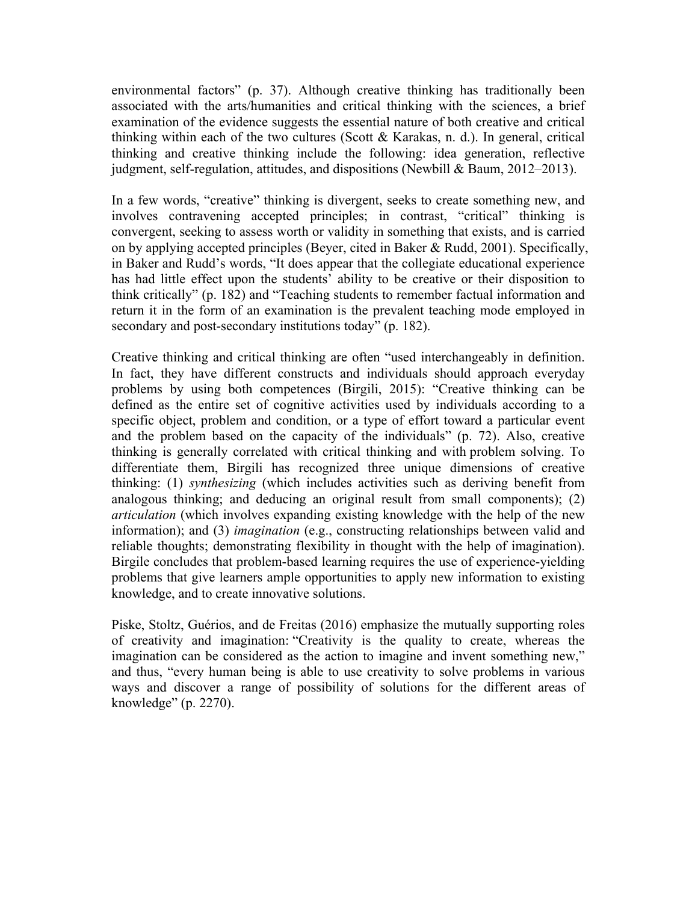environmental factors" (p. 37). Although creative thinking has traditionally been associated with the arts/humanities and critical thinking with the sciences, a brief examination of the evidence suggests the essential nature of both creative and critical thinking within each of the two cultures (Scott & Karakas, n. d.). In general, critical thinking and creative thinking include the following: idea generation, reflective judgment, self-regulation, attitudes, and dispositions (Newbill & Baum, 2012–2013).

In a few words, "creative" thinking is divergent, seeks to create something new, and involves contravening accepted principles; in contrast, "critical" thinking is convergent, seeking to assess worth or validity in something that exists, and is carried on by applying accepted principles (Beyer, cited in Baker & Rudd, 2001). Specifically, in Baker and Rudd's words, "It does appear that the collegiate educational experience has had little effect upon the students' ability to be creative or their disposition to think critically" (p. 182) and "Teaching students to remember factual information and return it in the form of an examination is the prevalent teaching mode employed in secondary and post-secondary institutions today" (p. 182).

Creative thinking and critical thinking are often "used interchangeably in definition. In fact, they have different constructs and individuals should approach everyday problems by using both competences (Birgili, 2015): "Creative thinking can be defined as the entire set of cognitive activities used by individuals according to a specific object, problem and condition, or a type of effort toward a particular event and the problem based on the capacity of the individuals" (p. 72). Also, creative thinking is generally correlated with critical thinking and with problem solving. To differentiate them, Birgili has recognized three unique dimensions of creative thinking: (1) *synthesizing* (which includes activities such as deriving benefit from analogous thinking; and deducing an original result from small components); (2) *articulation* (which involves expanding existing knowledge with the help of the new information); and (3) *imagination* (e.g., constructing relationships between valid and reliable thoughts; demonstrating flexibility in thought with the help of imagination). Birgile concludes that problem-based learning requires the use of experience-yielding problems that give learners ample opportunities to apply new information to existing knowledge, and to create innovative solutions.

Piske, Stoltz, Guérios, and de Freitas (2016) emphasize the mutually supporting roles of creativity and imagination: "Creativity is the quality to create, whereas the imagination can be considered as the action to imagine and invent something new," and thus, "every human being is able to use creativity to solve problems in various ways and discover a range of possibility of solutions for the different areas of knowledge" (p. 2270).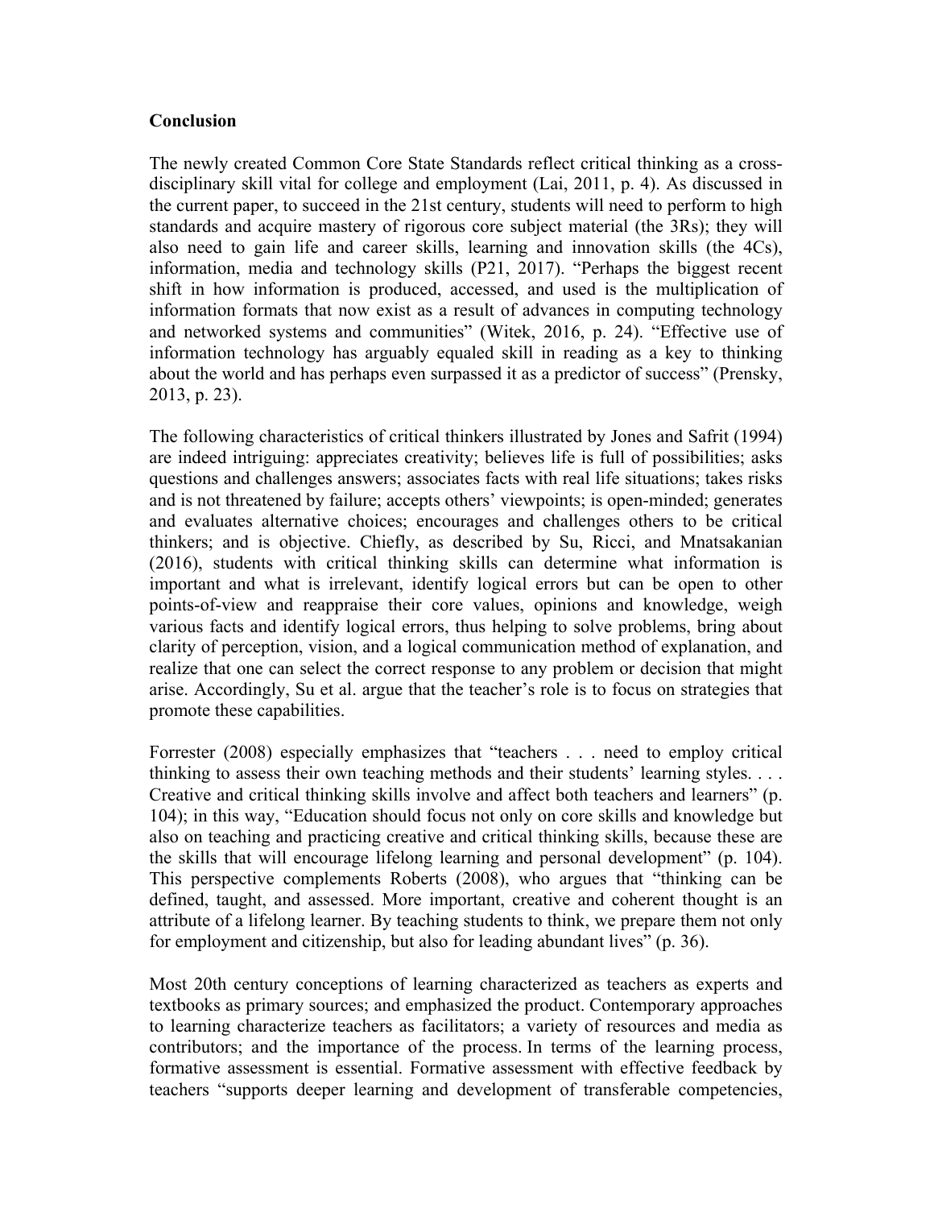**Conclusion**

The newly created Common Core State Standards reflect critical thinking as a cross-disciplinary skill vital for college and employment (Lai, 2011, p. 4). As discussed in the current paper, to succeed in the 21st century, students will need to perform to high standards and acquire mastery of rigorous core subject material (the 3Rs); they will also need to gain life and career skills, learning and innovation skills (the 4Cs), information, media and technology skills (P21, 2017). "Perhaps the biggest recent shift in how information is produced, accessed, and used is the multiplication of information formats that now exist as a result of advances in computing technology and networked systems and communities" (Witek, 2016, p. 24). "Effective use of information technology has arguably equaled skill in reading as a key to thinking about the world and has perhaps even surpassed it as a predictor of success" (Prensky, 2013, p. 23).

The following characteristics of critical thinkers illustrated by Jones and Safrit (1994) are indeed intriguing: appreciates creativity; believes life is full of possibilities; asks questions and challenges answers; associates facts with real life situations; takes risks and is not threatened by failure; accepts others' viewpoints; is open-minded; generates and evaluates alternative choices; encourages and challenges others to be critical thinkers; and is objective. Chiefly, as described by Su, Ricci, and Mnatsakanian (2016), students with critical thinking skills can determine what information is important and what is irrelevant, identify logical errors but can be open to other points-of-view and reappraise their core values, opinions and knowledge, weigh various facts and identify logical errors, thus helping to solve problems, bring about clarity of perception, vision, and a logical communication method of explanation, and realize that one can select the correct response to any problem or decision that might arise. Accordingly, Su et al. argue that the teacher's role is to focus on strategies that promote these capabilities.

Forrester (2008) especially emphasizes that "teachers . . . need to employ critical thinking to assess their own teaching methods and their students' learning styles. . . . Creative and critical thinking skills involve and affect both teachers and learners" (p. 104); in this way, "Education should focus not only on core skills and knowledge but also on teaching and practicing creative and critical thinking skills, because these are the skills that will encourage lifelong learning and personal development" (p. 104). This perspective complements Roberts (2008), who argues that "thinking can be defined, taught, and assessed. More important, creative and coherent thought is an attribute of a lifelong learner. By teaching students to think, we prepare them not only for employment and citizenship, but also for leading abundant lives" (p. 36).

Most 20th century conceptions of learning characterized as teachers as experts and textbooks as primary sources; and emphasized the product. Contemporary approaches to learning characterize teachers as facilitators; a variety of resources and media as contributors; and the importance of the process. In terms of the learning process, formative assessment is essential. Formative assessment with effective feedback by teachers "supports deeper learning and development of transferable competencies,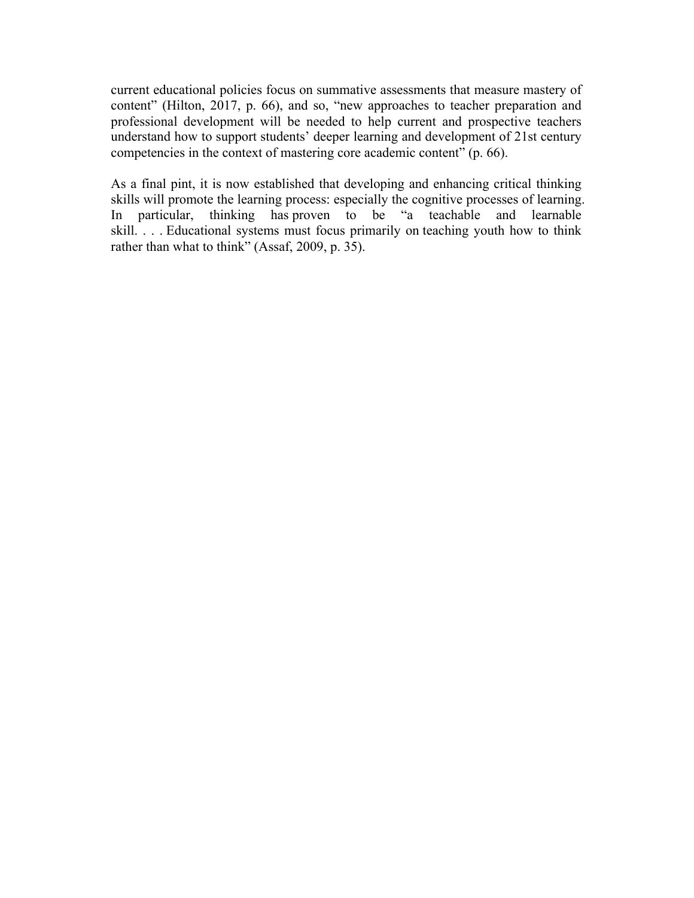current educational policies focus on summative assessments that measure mastery of content" (Hilton, 2017, p. 66), and so, "new approaches to teacher preparation and professional development will be needed to help current and prospective teachers understand how to support students' deeper learning and development of 21st century competencies in the context of mastering core academic content" (p. 66).

As a final pint, it is now established that developing and enhancing critical thinking skills will promote the learning process: especially the cognitive processes of learning. In particular, thinking has proven to be "a teachable and learnable skill. . . . Educational systems must focus primarily on teaching youth how to think rather than what to think" (Assaf, 2009, p. 35).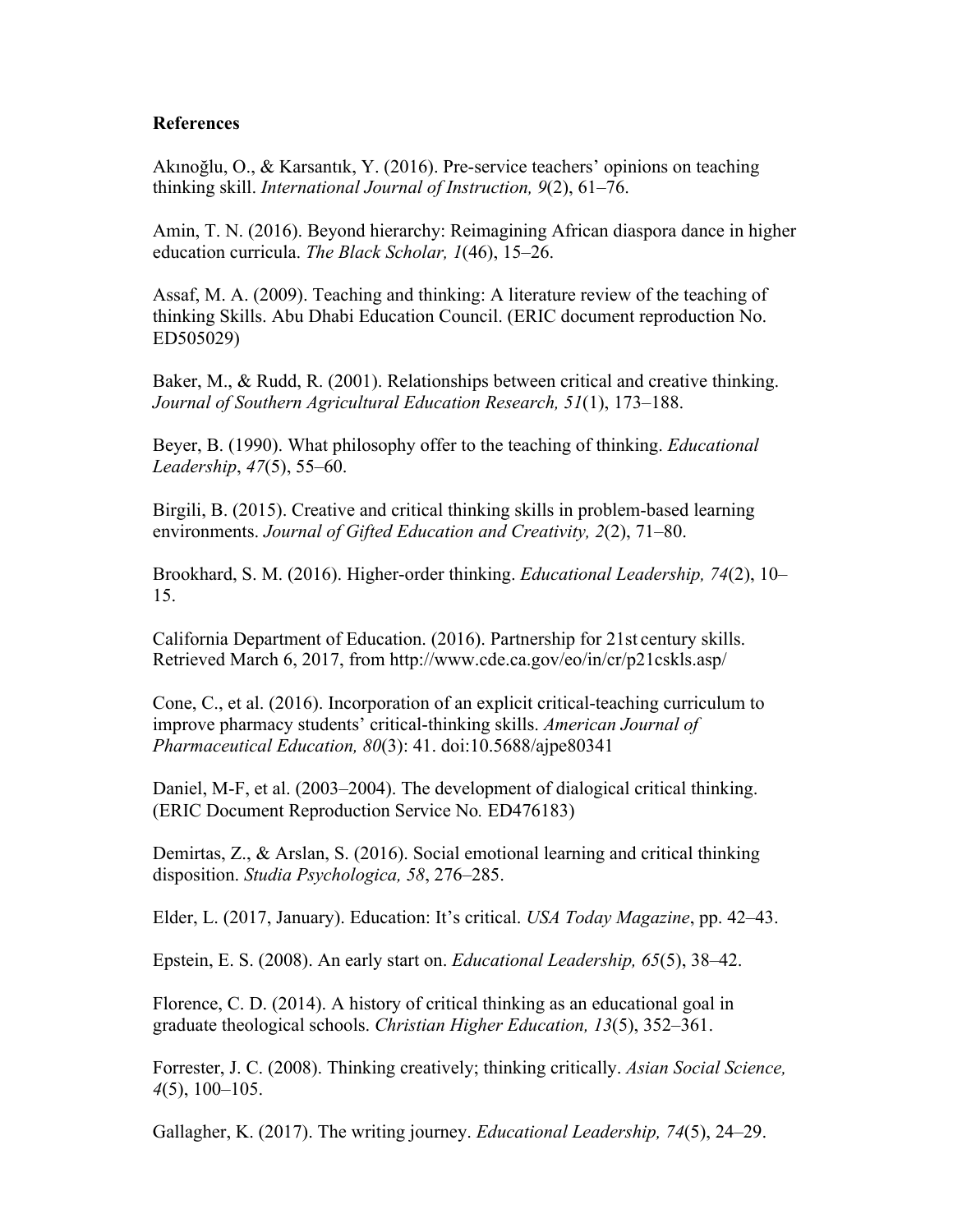**References**

Akınoğlu, O., & Karsantık, Y. (2016). Pre-service teachers' opinions on teaching thinking skill. *International Journal of Instruction, 9*(2), 61–76.

Amin, T. N. (2016). Beyond hierarchy: Reimagining African diaspora dance in higher education curricula. *The Black Scholar, 1*(46), 15–26.

Assaf, M. A. (2009). Teaching and thinking: A literature review of the teaching of thinking Skills. Abu Dhabi Education Council. (ERIC document reproduction No. ED505029)

Baker, M., & Rudd, R. (2001). Relationships between critical and creative thinking. *Journal of Southern Agricultural Education Research, 51*(1), 173–188.

Beyer, B. (1990). What philosophy offer to the teaching of thinking. *Educational Leadership*, *47*(5), 55–60.

Birgili, B. (2015). Creative and critical thinking skills in problem-based learning environments. *Journal of Gifted Education and Creativity, 2*(2), 71–80.

Brookhard, S. M. (2016). Higher-order thinking. *Educational Leadership, 74*(2), 10–15.

California Department of Education. (2016). Partnership for 21st century skills. Retrieved March 6, 2017, from http://www.cde.ca.gov/eo/in/cr/p21cskls.asp/

Cone, C., et al. (2016). Incorporation of an explicit critical-teaching curriculum to improve pharmacy students' critical-thinking skills. *American Journal of Pharmaceutical Education, 80*(3): 41. doi:10.5688/ajpe80341

Daniel, M-F, et al. (2003–2004). The development of dialogical critical thinking. (ERIC Document Reproduction Service No. ED476183)

Demirtas, Z., & Arslan, S. (2016). Social emotional learning and critical thinking disposition. *Studia Psychologica, 58*, 276–285.

Elder, L. (2017, January). Education: It's critical. *USA Today Magazine*, pp. 42–43.

Epstein, E. S. (2008). An early start on. *Educational Leadership, 65*(5), 38–42.

Florence, C. D. (2014). A history of critical thinking as an educational goal in graduate theological schools. *Christian Higher Education, 13*(5), 352–361.

Forrester, J. C. (2008). Thinking creatively; thinking critically. *Asian Social Science, 4*(5), 100–105.

Gallagher, K. (2017). The writing journey. *Educational Leadership, 74*(5), 24–29.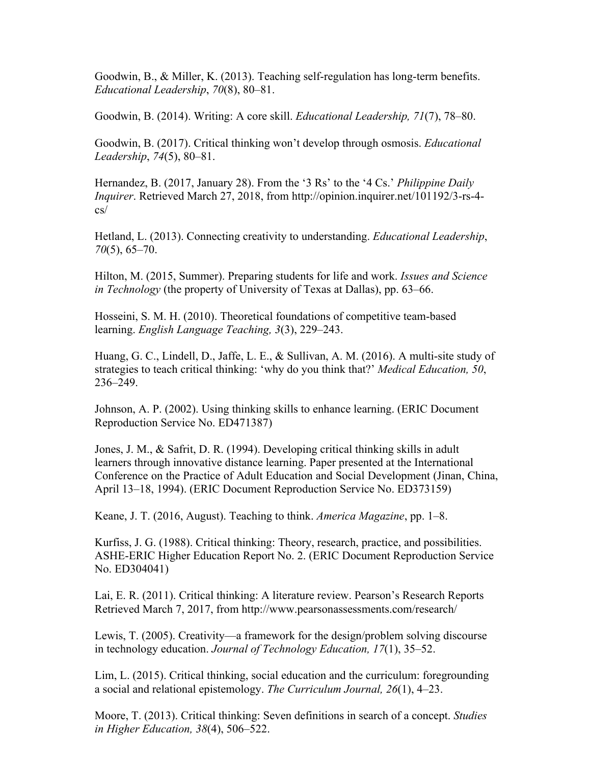Goodwin, B., & Miller, K. (2013). Teaching self-regulation has long-term benefits. *Educational Leadership*, *70*(8), 80–81.

Goodwin, B. (2014). Writing: A core skill. *Educational Leadership, 71*(7), 78–80.

Goodwin, B. (2017). Critical thinking won't develop through osmosis. *Educational Leadership*, *74*(5), 80–81.

Hernandez, B. (2017, January 28). From the '3 Rs' to the '4 Cs.' *Philippine Daily Inquirer*. Retrieved March 27, 2018, from http://opinion.inquirer.net/101192/3-rs-4-cs/

Hetland, L. (2013). Connecting creativity to understanding. *Educational Leadership*, *70*(5), 65–70.

Hilton, M. (2015, Summer). Preparing students for life and work. *Issues and Science in Technology* (the property of University of Texas at Dallas), pp. 63–66.

Hosseini, S. M. H. (2010). Theoretical foundations of competitive team-based learning. *English Language Teaching, 3*(3), 229–243.

Huang, G. C., Lindell, D., Jaffe, L. E., & Sullivan, A. M. (2016). A multi-site study of strategies to teach critical thinking: 'why do you think that?' *Medical Education, 50*, 236–249.

Johnson, A. P. (2002). Using thinking skills to enhance learning. (ERIC Document Reproduction Service No. ED471387)

Jones, J. M., & Safrit, D. R. (1994). Developing critical thinking skills in adult learners through innovative distance learning. Paper presented at the International Conference on the Practice of Adult Education and Social Development (Jinan, China, April 13–18, 1994). (ERIC Document Reproduction Service No. ED373159)

Keane, J. T. (2016, August). Teaching to think. *America Magazine*, pp. 1–8.

Kurfiss, J. G. (1988). Critical thinking: Theory, research, practice, and possibilities. ASHE-ERIC Higher Education Report No. 2. (ERIC Document Reproduction Service No. ED304041)

Lai, E. R. (2011). Critical thinking: A literature review. Pearson's Research Reports Retrieved March 7, 2017, from http://www.pearsonassessments.com/research/

Lewis, T. (2005). Creativity—a framework for the design/problem solving discourse in technology education. *Journal of Technology Education, 17*(1), 35–52.

Lim, L. (2015). Critical thinking, social education and the curriculum: foregrounding a social and relational epistemology. *The Curriculum Journal, 26*(1), 4–23.

Moore, T. (2013). Critical thinking: Seven definitions in search of a concept. *Studies in Higher Education, 38*(4), 506–522.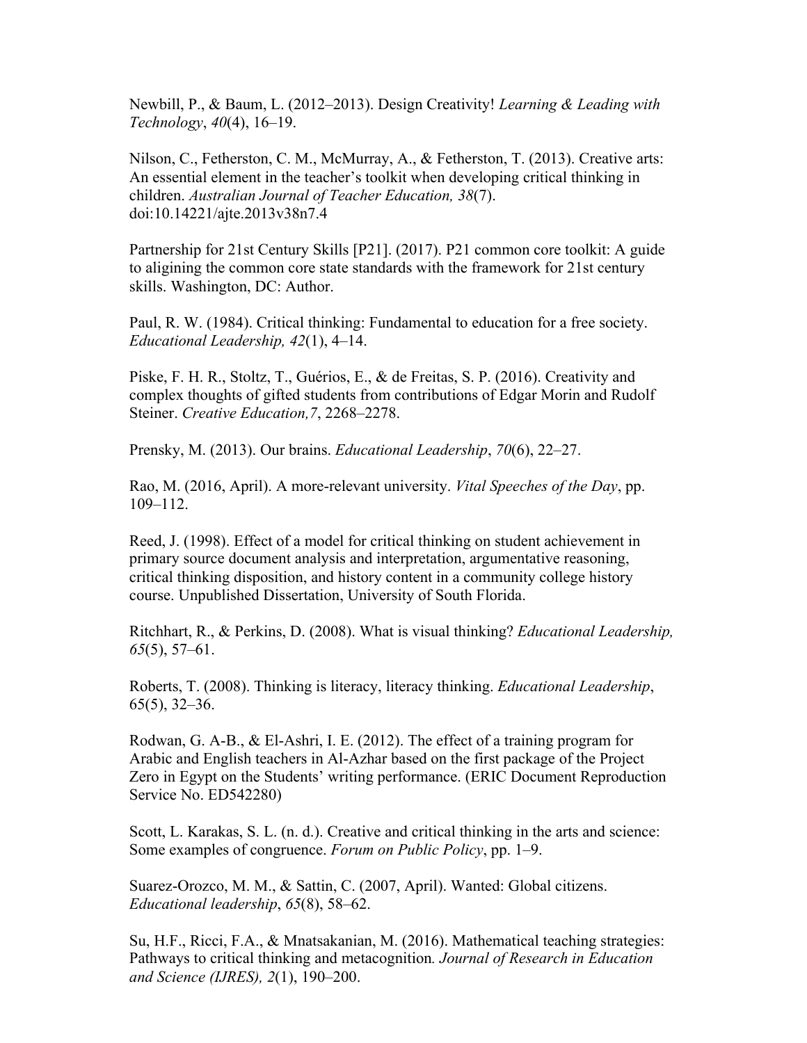Newbill, P., & Baum, L. (2012–2013). Design Creativity! *Learning & Leading with Technology*, *40*(4), 16–19.

Nilson, C., Fetherston, C. M., McMurray, A., & Fetherston, T. (2013). Creative arts: An essential element in the teacher's toolkit when developing critical thinking in children. *Australian Journal of Teacher Education, 38*(7). doi:10.14221/ajte.2013v38n7.4

Partnership for 21st Century Skills [P21]. (2017). P21 common core toolkit: A guide to aligining the common core state standards with the framework for 21st century skills. Washington, DC: Author.

Paul, R. W. (1984). Critical thinking: Fundamental to education for a free society. *Educational Leadership, 42*(1), 4–14.

Piske, F. H. R., Stoltz, T., Guérios, E., & de Freitas, S. P. (2016). Creativity and complex thoughts of gifted students from contributions of Edgar Morin and Rudolf Steiner. *Creative Education,7*, 2268–2278.

Prensky, M. (2013). Our brains. *Educational Leadership*, *70*(6), 22–27.

Rao, M. (2016, April). A more-relevant university. *Vital Speeches of the Day*, pp. 109–112.

Reed, J. (1998). Effect of a model for critical thinking on student achievement in primary source document analysis and interpretation, argumentative reasoning, critical thinking disposition, and history content in a community college history course. Unpublished Dissertation, University of South Florida.

Ritchhart, R., & Perkins, D. (2008). What is visual thinking? *Educational Leadership, 65*(5), 57–61.

Roberts, T. (2008). Thinking is literacy, literacy thinking. *Educational Leadership*, 65(5), 32–36.

Rodwan, G. A-B., & El-Ashri, I. E. (2012). The effect of a training program for Arabic and English teachers in Al-Azhar based on the first package of the Project Zero in Egypt on the Students' writing performance. (ERIC Document Reproduction Service No. ED542280)

Scott, L. Karakas, S. L. (n. d.). Creative and critical thinking in the arts and science: Some examples of congruence. *Forum on Public Policy*, pp. 1–9.

Suarez-Orozco, M. M., & Sattin, C. (2007, April). Wanted: Global citizens. *Educational leadership*, *65*(8), 58–62.

Su, H.F., Ricci, F.A., & Mnatsakanian, M. (2016). Mathematical teaching strategies: Pathways to critical thinking and metacognition. *Journal of Research in Education and Science (IJRES), 2*(1), 190–200.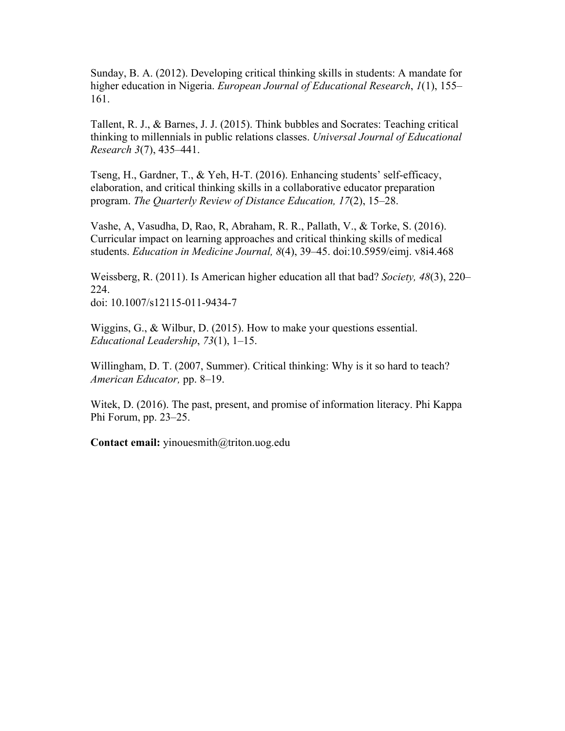Sunday, B. A. (2012). Developing critical thinking skills in students: A mandate for higher education in Nigeria. *European Journal of Educational Research*, *1*(1), 155–161.

Tallent, R. J., & Barnes, J. J. (2015). Think bubbles and Socrates: Teaching critical thinking to millennials in public relations classes. *Universal Journal of Educational Research 3*(7), 435–441.

Tseng, H., Gardner, T., & Yeh, H-T. (2016). Enhancing students' self-efficacy, elaboration, and critical thinking skills in a collaborative educator preparation program. *The Quarterly Review of Distance Education, 17*(2), 15–28.

Vashe, A, Vasudha, D, Rao, R, Abraham, R. R., Pallath, V., & Torke, S. (2016). Curricular impact on learning approaches and critical thinking skills of medical students. *Education in Medicine Journal, 8*(4), 39–45. doi:10.5959/eimj. v8i4.468

Weissberg, R. (2011). Is American higher education all that bad? *Society, 48*(3), 220–224.
doi: 10.1007/s12115-011-9434-7

Wiggins, G., & Wilbur, D. (2015). How to make your questions essential. *Educational Leadership*, *73*(1), 1–15.

Willingham, D. T. (2007, Summer). Critical thinking: Why is it so hard to teach? *American Educator,* pp. 8–19.

Witek, D. (2016). The past, present, and promise of information literacy. Phi Kappa Phi Forum, pp. 23–25.

**Contact email:** yinouesmith@triton.uog.edu